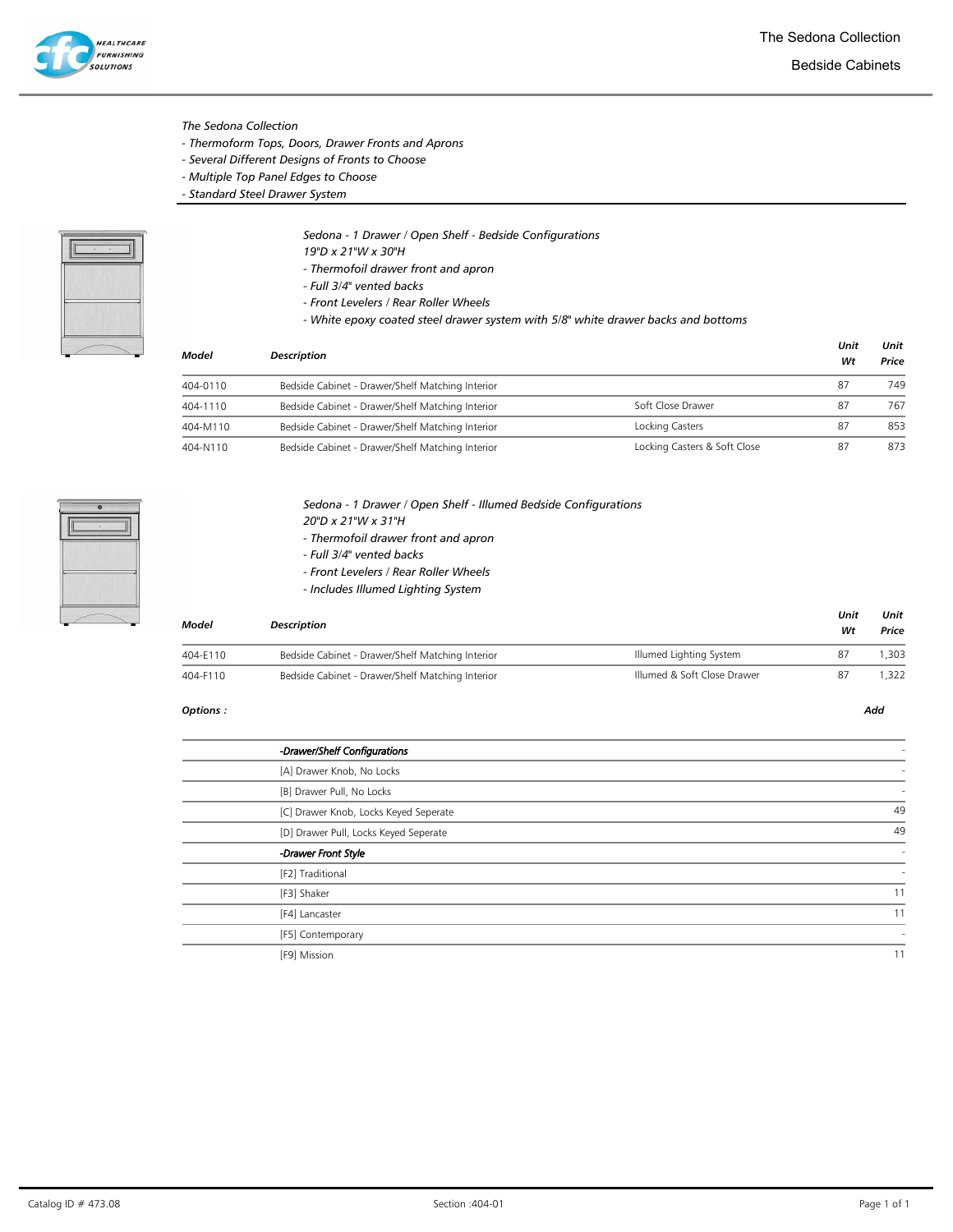# The Sedona Collection

## Bedside Cabinets

*The Sedona Collection*
- *Thermoform Tops, Doors, Drawer Fronts and Aprons*
- *Several Different Designs of Fronts to Choose*
- *Multiple Top Panel Edges to Choose*
- *Standard Steel Drawer System*

### *Sedona - 1 Drawer / Open Shelf - Bedside Configurations*

*19"D x 21"W x 30"H*
- *Thermofoil drawer front and apron*
- *Full 3/4" vented backs*
- *Front Levelers / Rear Roller Wheels*
- *White epoxy coated steel drawer system with 5/8" white drawer backs and bottoms*

| Model | Description | | Unit Wt | Unit Price |
|---|---|---|---|---|
| 404-0110 | Bedside Cabinet - Drawer/Shelf Matching Interior | | 87 | 749 |
| 404-1110 | Bedside Cabinet - Drawer/Shelf Matching Interior | Soft Close Drawer | 87 | 767 |
| 404-M110 | Bedside Cabinet - Drawer/Shelf Matching Interior | Locking Casters | 87 | 853 |
| 404-N110 | Bedside Cabinet - Drawer/Shelf Matching Interior | Locking Casters & Soft Close | 87 | 873 |

### *Sedona - 1 Drawer / Open Shelf - Illumed Bedside Configurations*

*20"D x 21"W x 31"H*
- *Thermofoil drawer front and apron*
- *Full 3/4" vented backs*
- *Front Levelers / Rear Roller Wheels*
- *Includes Illumed Lighting System*

| Model | Description | | Unit Wt | Unit Price |
|---|---|---|---|---|
| 404-E110 | Bedside Cabinet - Drawer/Shelf Matching Interior | Illumed Lighting System | 87 | 1,303 |
| 404-F110 | Bedside Cabinet - Drawer/Shelf Matching Interior | Illumed & Soft Close Drawer | 87 | 1,322 |

**Options :**

| | Option | Add |
|---|---|---|
| | ***-Drawer/Shelf Configurations*** | - |
| | [A] Drawer Knob, No Locks | - |
| | [B] Drawer Pull, No Locks | - |
| | [C] Drawer Knob, Locks Keyed Seperate | 49 |
| | [D] Drawer Pull, Locks Keyed Seperate | 49 |
| | ***-Drawer Front Style*** | - |
| | [F2] Traditional | - |
| | [F3] Shaker | 11 |
| | [F4] Lancaster | 11 |
| | [F5] Contemporary | - |
| | [F9] Mission | 11 |

Catalog ID # 473.08 Section :404-01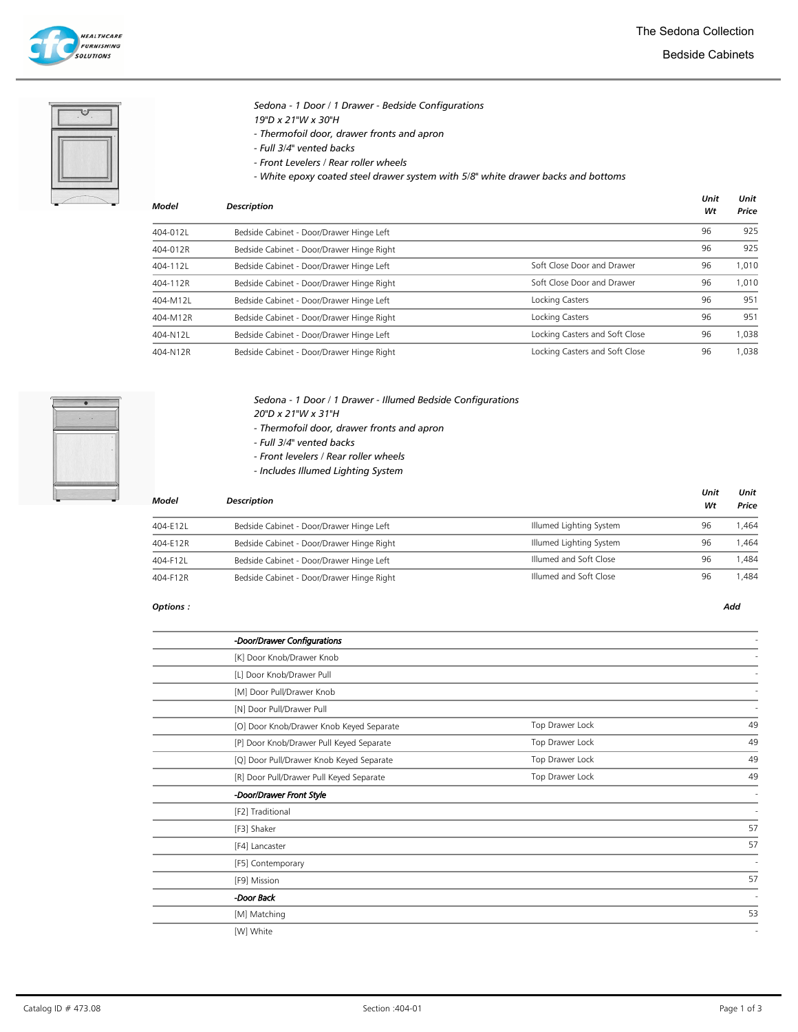# The Sedona Collection

## Bedside Cabinets

*Sedona - 1 Door / 1 Drawer - Bedside Configurations*
*19"D x 21"W x 30"H*
*- Thermofoil door, drawer fronts and apron*
*- Full 3/4" vented backs*
*- Front Levelers / Rear roller wheels*
*- White epoxy coated steel drawer system with 5/8" white drawer backs and bottoms*

| Model | Description | | Unit Wt | Unit Price |
|---|---|---|---|---|
| 404-012L | Bedside Cabinet - Door/Drawer Hinge Left | | 96 | 925 |
| 404-012R | Bedside Cabinet - Door/Drawer Hinge Right | | 96 | 925 |
| 404-112L | Bedside Cabinet - Door/Drawer Hinge Left | Soft Close Door and Drawer | 96 | 1,010 |
| 404-112R | Bedside Cabinet - Door/Drawer Hinge Right | Soft Close Door and Drawer | 96 | 1,010 |
| 404-M12L | Bedside Cabinet - Door/Drawer Hinge Left | Locking Casters | 96 | 951 |
| 404-M12R | Bedside Cabinet - Door/Drawer Hinge Right | Locking Casters | 96 | 951 |
| 404-N12L | Bedside Cabinet - Door/Drawer Hinge Left | Locking Casters and Soft Close | 96 | 1,038 |
| 404-N12R | Bedside Cabinet - Door/Drawer Hinge Right | Locking Casters and Soft Close | 96 | 1,038 |

*Sedona - 1 Door / 1 Drawer - Illumed Bedside Configurations*
*20"D x 21"W x 31"H*
*- Thermofoil door, drawer fronts and apron*
*- Full 3/4" vented backs*
*- Front levelers / Rear roller wheels*
*- Includes Illumed Lighting System*

| Model | Description | | Unit Wt | Unit Price |
|---|---|---|---|---|
| 404-E12L | Bedside Cabinet - Door/Drawer Hinge Left | Illumed Lighting System | 96 | 1,464 |
| 404-E12R | Bedside Cabinet - Door/Drawer Hinge Right | Illumed Lighting System | 96 | 1,464 |
| 404-F12L | Bedside Cabinet - Door/Drawer Hinge Left | Illumed and Soft Close | 96 | 1,484 |
| 404-F12R | Bedside Cabinet - Door/Drawer Hinge Right | Illumed and Soft Close | 96 | 1,484 |

| Options : | | Add |
|---|---|---|
| ***-Door/Drawer Configurations*** | | - |
| [K] Door Knob/Drawer Knob | | - |
| [L] Door Knob/Drawer Pull | | - |
| [M] Door Pull/Drawer Knob | | - |
| [N] Door Pull/Drawer Pull | | - |
| [O] Door Knob/Drawer Knob Keyed Separate | Top Drawer Lock | 49 |
| [P] Door Knob/Drawer Pull Keyed Separate | Top Drawer Lock | 49 |
| [Q] Door Pull/Drawer Knob Keyed Separate | Top Drawer Lock | 49 |
| [R] Door Pull/Drawer Pull Keyed Separate | Top Drawer Lock | 49 |
| ***-Door/Drawer Front Style*** | | - |
| [F2] Traditional | | - |
| [F3] Shaker | | 57 |
| [F4] Lancaster | | 57 |
| [F5] Contemporary | | - |
| [F9] Mission | | 57 |
| ***-Door Back*** | | - |
| [M] Matching | | 53 |
| [W] White | | - |

Catalog ID # 473.08 Section :404-01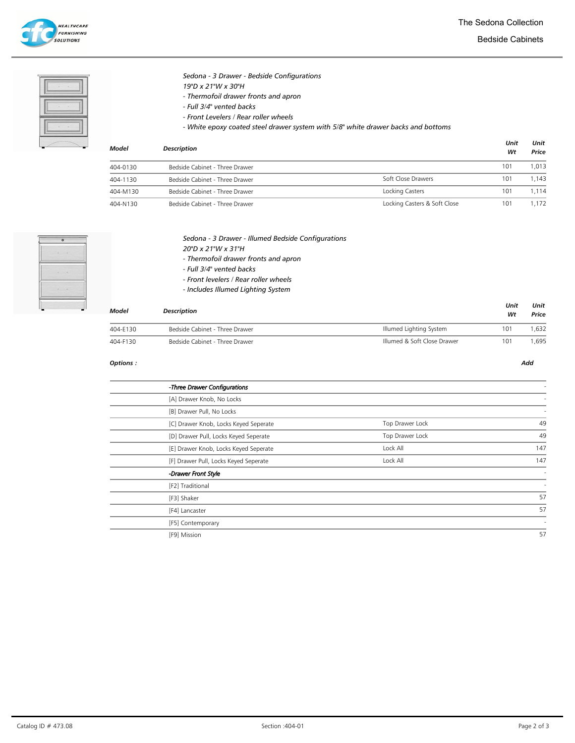*Sedona - 3 Drawer - Bedside Configurations*
*19"D x 21"W x 30"H*
*- Thermofoil drawer fronts and apron*
*- Full 3/4" vented backs*
*- Front Levelers / Rear roller wheels*
*- White epoxy coated steel drawer system with 5/8" white drawer backs and bottoms*

| Model | Description | | Unit Wt | Unit Price |
|---|---|---|---|---|
| 404-0130 | Bedside Cabinet - Three Drawer | | 101 | 1,013 |
| 404-1130 | Bedside Cabinet - Three Drawer | Soft Close Drawers | 101 | 1,143 |
| 404-M130 | Bedside Cabinet - Three Drawer | Locking Casters | 101 | 1,114 |
| 404-N130 | Bedside Cabinet - Three Drawer | Locking Casters & Soft Close | 101 | 1,172 |

*Sedona - 3 Drawer - Illumed Bedside Configurations*
*20"D x 21"W x 31"H*
*- Thermofoil drawer fronts and apron*
*- Full 3/4" vented backs*
*- Front levelers / Rear roller wheels*
*- Includes Illumed Lighting System*

| Model | Description | | Unit Wt | Unit Price |
|---|---|---|---|---|
| 404-E130 | Bedside Cabinet - Three Drawer | Illumed Lighting System | 101 | 1,632 |
| 404-F130 | Bedside Cabinet - Three Drawer | Illumed & Soft Close Drawer | 101 | 1,695 |

***Options :***

| | | Add |
|---|---|---|
| ***-Three Drawer Configurations*** | | - |
| [A] Drawer Knob, No Locks | | - |
| [B] Drawer Pull, No Locks | | - |
| [C] Drawer Knob, Locks Keyed Seperate | Top Drawer Lock | 49 |
| [D] Drawer Pull, Locks Keyed Seperate | Top Drawer Lock | 49 |
| [E] Drawer Knob, Locks Keyed Seperate | Lock All | 147 |
| [F] Drawer Pull, Locks Keyed Seperate | Lock All | 147 |
| ***-Drawer Front Style*** | | - |
| [F2] Traditional | | - |
| [F3] Shaker | | 57 |
| [F4] Lancaster | | 57 |
| [F5] Contemporary | | - |
| [F9] Mission | | 57 |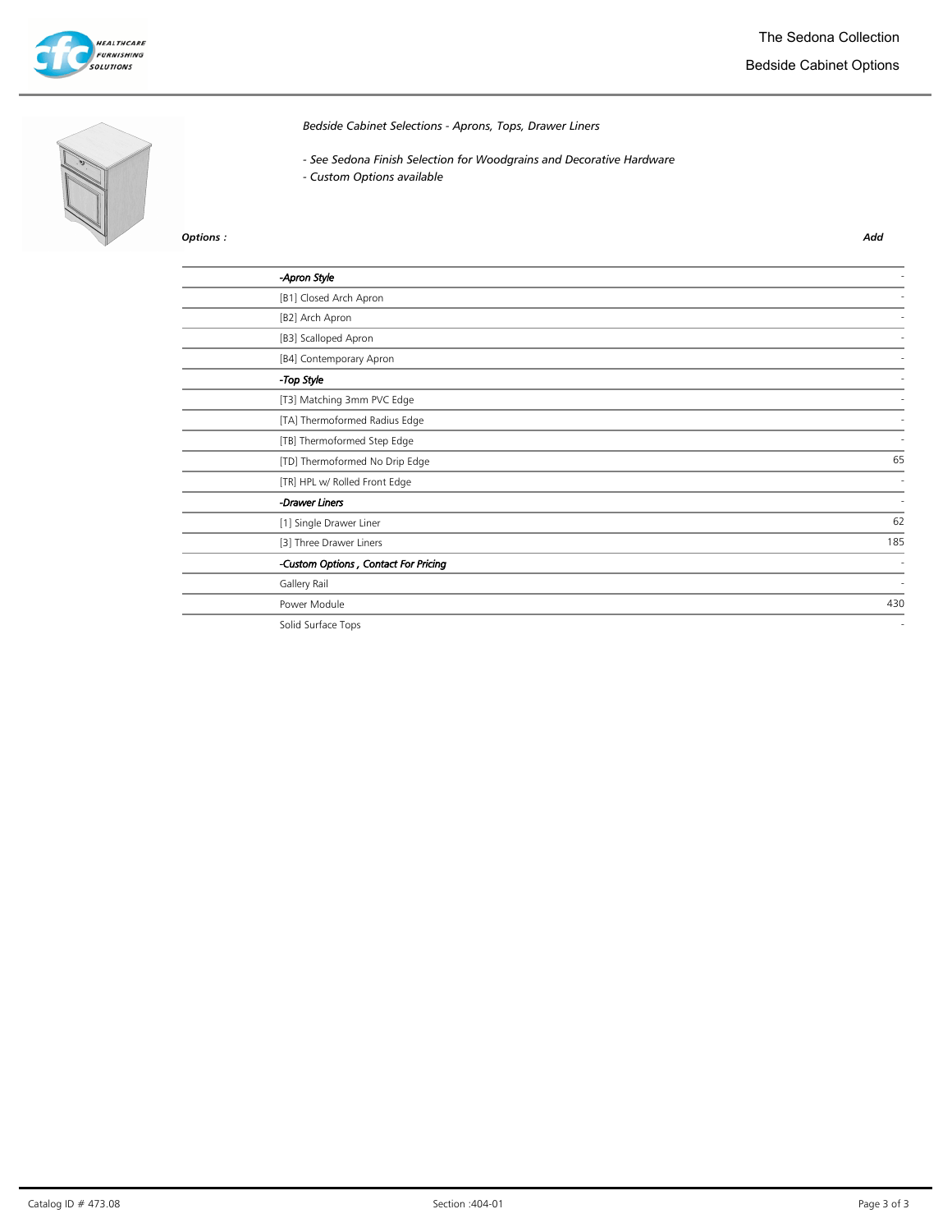# The Sedona Collection

## Bedside Cabinet Options

*Bedside Cabinet Selections - Aprons, Tops, Drawer Liners*

*- See Sedona Finish Selection for Woodgrains and Decorative Hardware*
*- Custom Options available*

| *Options :* | *Add* |
|---|---|
| ***-Apron Style*** | - |
| [B1] Closed Arch Apron | - |
| [B2] Arch Apron | - |
| [B3] Scalloped Apron | - |
| [B4] Contemporary Apron | - |
| ***-Top Style*** | - |
| [T3] Matching 3mm PVC Edge | - |
| [TA] Thermoformed Radius Edge | - |
| [TB] Thermoformed Step Edge | - |
| [TD] Thermoformed No Drip Edge | 65 |
| [TR] HPL w/ Rolled Front Edge | - |
| ***-Drawer Liners*** | - |
| [1] Single Drawer Liner | 62 |
| [3] Three Drawer Liners | 185 |
| ***-Custom Options , Contact For Pricing*** | - |
| Gallery Rail | - |
| Power Module | 430 |
| Solid Surface Tops | - |

Catalog ID # 473.08 — Section :404-01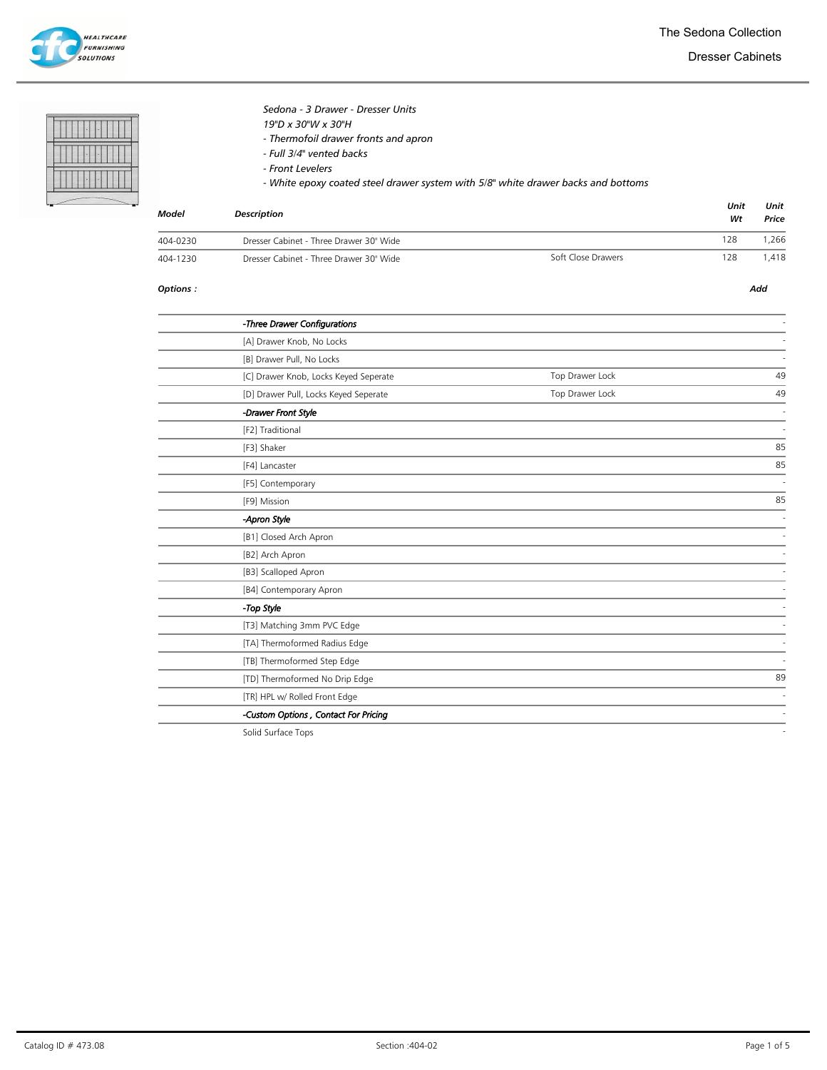# The Sedona Collection

## Dresser Cabinets

*Sedona - 3 Drawer - Dresser Units*
*19"D x 30"W x 30"H*
*- Thermofoil drawer fronts and apron*
*- Full 3/4" vented backs*
*- Front Levelers*
*- White epoxy coated steel drawer system with 5/8" white drawer backs and bottoms*

| Model | Description | | Unit Wt | Unit Price |
|---|---|---|---|---|
| 404-0230 | Dresser Cabinet - Three Drawer 30" Wide | | 128 | 1,266 |
| 404-1230 | Dresser Cabinet - Three Drawer 30" Wide | Soft Close Drawers | 128 | 1,418 |

| Options : | | | Add |
|---|---|---|---|
| | ***-Three Drawer Configurations*** | | - |
| | [A] Drawer Knob, No Locks | | - |
| | [B] Drawer Pull, No Locks | | - |
| | [C] Drawer Knob, Locks Keyed Seperate | Top Drawer Lock | 49 |
| | [D] Drawer Pull, Locks Keyed Seperate | Top Drawer Lock | 49 |
| | ***-Drawer Front Style*** | | - |
| | [F2] Traditional | | - |
| | [F3] Shaker | | 85 |
| | [F4] Lancaster | | 85 |
| | [F5] Contemporary | | - |
| | [F9] Mission | | 85 |
| | ***-Apron Style*** | | - |
| | [B1] Closed Arch Apron | | - |
| | [B2] Arch Apron | | - |
| | [B3] Scalloped Apron | | - |
| | [B4] Contemporary Apron | | - |
| | ***-Top Style*** | | - |
| | [T3] Matching 3mm PVC Edge | | - |
| | [TA] Thermoformed Radius Edge | | - |
| | [TB] Thermoformed Step Edge | | - |
| | [TD] Thermoformed No Drip Edge | | 89 |
| | [TR] HPL w/ Rolled Front Edge | | - |
| | ***-Custom Options , Contact For Pricing*** | | - |
| | Solid Surface Tops | | - |

Catalog ID # 473.08 | Section :404-02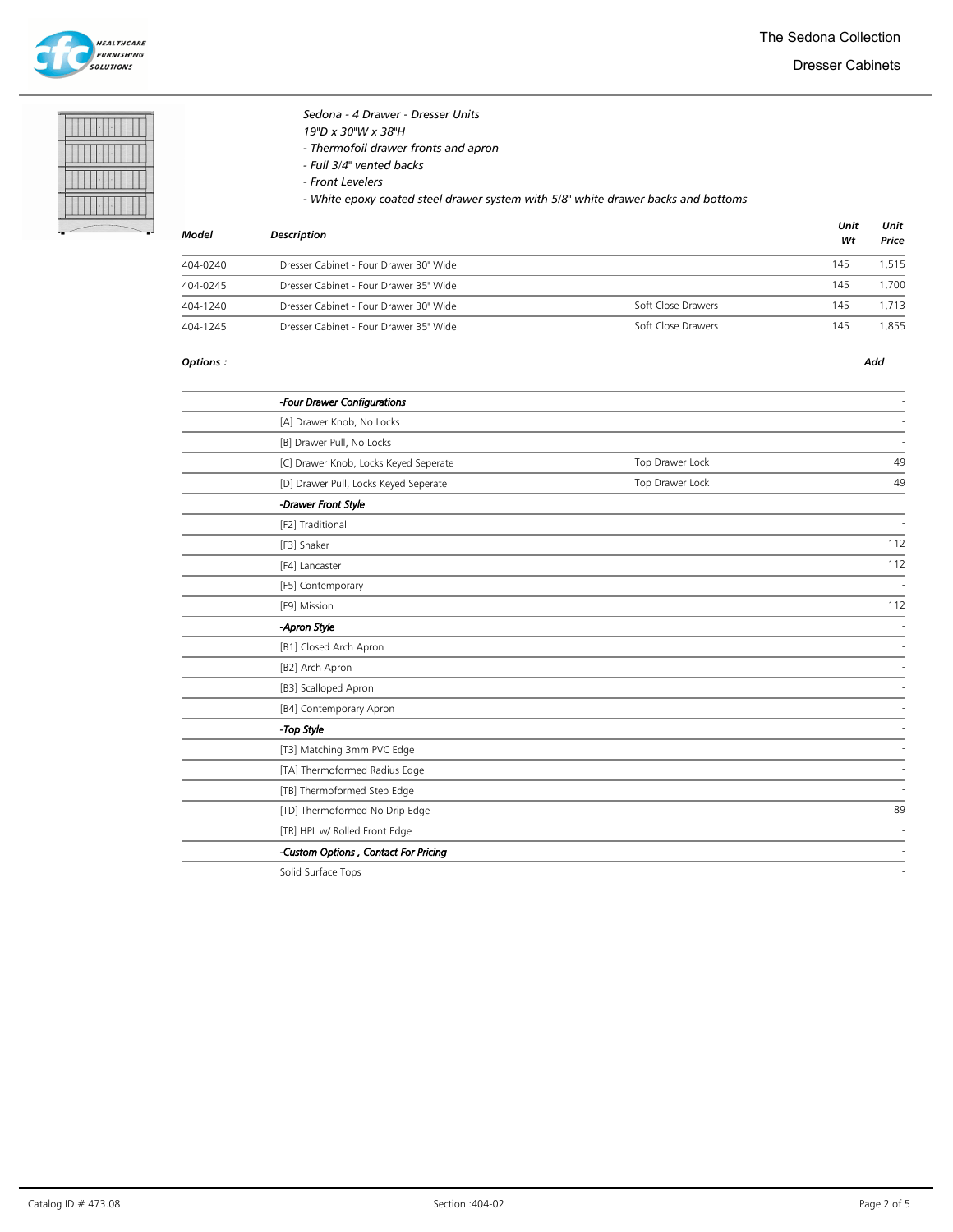# The Sedona Collection

## Dresser Cabinets

*Sedona - 4 Drawer - Dresser Units*
*19"D x 30"W x 38"H*
*- Thermofoil drawer fronts and apron*
*- Full 3/4" vented backs*
*- Front Levelers*
*- White epoxy coated steel drawer system with 5/8" white drawer backs and bottoms*

| Model | Description | | Unit Wt | Unit Price |
|---|---|---|---|---|
| 404-0240 | Dresser Cabinet - Four Drawer 30" Wide | | 145 | 1,515 |
| 404-0245 | Dresser Cabinet - Four Drawer 35" Wide | | 145 | 1,700 |
| 404-1240 | Dresser Cabinet - Four Drawer 30" Wide | Soft Close Drawers | 145 | 1,713 |
| 404-1245 | Dresser Cabinet - Four Drawer 35" Wide | Soft Close Drawers | 145 | 1,855 |

***Options :***

| | Option | | Add |
|---|---|---|---|
| | ***-Four Drawer Configurations*** | | - |
| | [A] Drawer Knob, No Locks | | - |
| | [B] Drawer Pull, No Locks | | - |
| | [C] Drawer Knob, Locks Keyed Seperate | Top Drawer Lock | 49 |
| | [D] Drawer Pull, Locks Keyed Seperate | Top Drawer Lock | 49 |
| | ***-Drawer Front Style*** | | - |
| | [F2] Traditional | | - |
| | [F3] Shaker | | 112 |
| | [F4] Lancaster | | 112 |
| | [F5] Contemporary | | - |
| | [F9] Mission | | 112 |
| | ***-Apron Style*** | | - |
| | [B1] Closed Arch Apron | | - |
| | [B2] Arch Apron | | - |
| | [B3] Scalloped Apron | | - |
| | [B4] Contemporary Apron | | - |
| | ***-Top Style*** | | - |
| | [T3] Matching 3mm PVC Edge | | - |
| | [TA] Thermoformed Radius Edge | | - |
| | [TB] Thermoformed Step Edge | | - |
| | [TD] Thermoformed No Drip Edge | | 89 |
| | [TR] HPL w/ Rolled Front Edge | | - |
| | ***-Custom Options , Contact For Pricing*** | | - |
| | Solid Surface Tops | | - |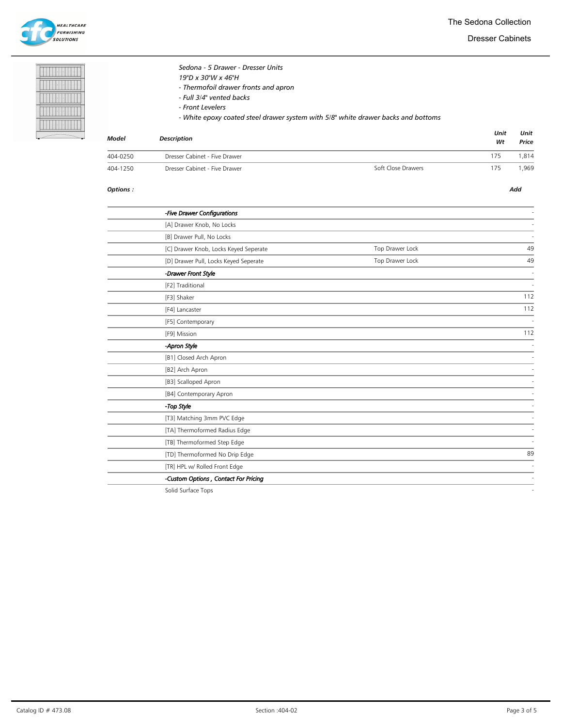# The Sedona Collection

## Dresser Cabinets

*Sedona - 5 Drawer - Dresser Units*
*19"D x 30"W x 46"H*
*- Thermofoil drawer fronts and apron*
*- Full 3/4" vented backs*
*- Front Levelers*
*- White epoxy coated steel drawer system with 5/8" white drawer backs and bottoms*

| ***Model*** | ***Description*** | | ***Unit Wt*** | ***Unit Price*** |
|---|---|---|---|---|
| 404-0250 | Dresser Cabinet - Five Drawer | | 175 | 1,814 |
| 404-1250 | Dresser Cabinet - Five Drawer | Soft Close Drawers | 175 | 1,969 |

***Options :***

| | | | ***Add*** |
|---|---|---|---|
| | ***-Five Drawer Configurations*** | | - |
| | [A] Drawer Knob, No Locks | | - |
| | [B] Drawer Pull, No Locks | | - |
| | [C] Drawer Knob, Locks Keyed Seperate | Top Drawer Lock | 49 |
| | [D] Drawer Pull, Locks Keyed Seperate | Top Drawer Lock | 49 |
| | ***-Drawer Front Style*** | | - |
| | [F2] Traditional | | - |
| | [F3] Shaker | | 112 |
| | [F4] Lancaster | | 112 |
| | [F5] Contemporary | | - |
| | [F9] Mission | | 112 |
| | ***-Apron Style*** | | - |
| | [B1] Closed Arch Apron | | - |
| | [B2] Arch Apron | | - |
| | [B3] Scalloped Apron | | - |
| | [B4] Contemporary Apron | | - |
| | ***-Top Style*** | | - |
| | [T3] Matching 3mm PVC Edge | | - |
| | [TA] Thermoformed Radius Edge | | - |
| | [TB] Thermoformed Step Edge | | - |
| | [TD] Thermoformed No Drip Edge | | 89 |
| | [TR] HPL w/ Rolled Front Edge | | - |
| | ***-Custom Options , Contact For Pricing*** | | - |
| | Solid Surface Tops | | - |

Catalog ID # 473.08 &nbsp;&nbsp;&nbsp; Section :404-02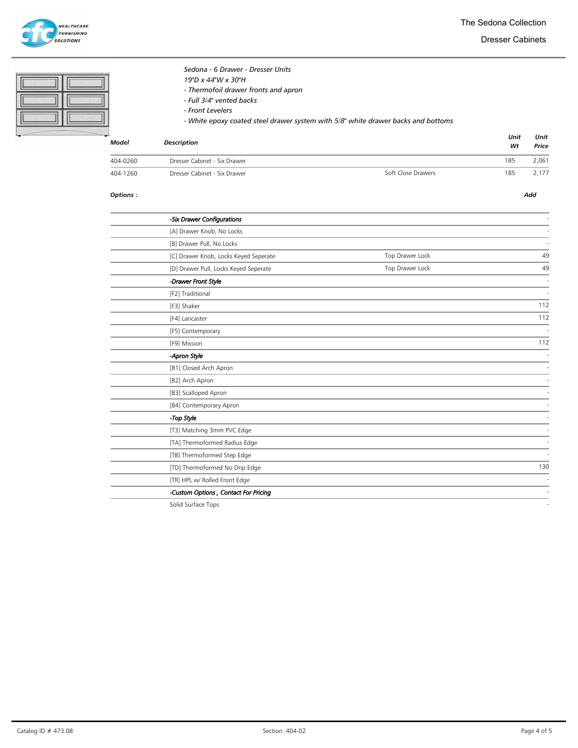# The Sedona Collection

## Dresser Cabinets

*Sedona - 6 Drawer - Dresser Units*
*19"D x 44"W x 30"H*
*- Thermofoil drawer fronts and apron*
*- Full 3/4" vented backs*
*- Front Levelers*
*- White epoxy coated steel drawer system with 5/8" white drawer backs and bottoms*

| Model | Description | | Unit Wt | Unit Price |
|---|---|---|---|---|
| 404-0260 | Dresser Cabinet - Six Drawer | | 185 | 2,061 |
| 404-1260 | Dresser Cabinet - Six Drawer | Soft Close Drawers | 185 | 2,177 |

| Options : | | | Add |
|---|---|---|---|
| | ***-Six Drawer Configurations*** | | - |
| | [A] Drawer Knob, No Locks | | - |
| | [B] Drawer Pull, No Locks | | - |
| | [C] Drawer Knob, Locks Keyed Seperate | Top Drawer Lock | 49 |
| | [D] Drawer Pull, Locks Keyed Seperate | Top Drawer Lock | 49 |
| | ***-Drawer Front Style*** | | - |
| | [F2] Traditional | | - |
| | [F3] Shaker | | 112 |
| | [F4] Lancaster | | 112 |
| | [F5] Contemporary | | - |
| | [F9] Mission | | 112 |
| | ***-Apron Style*** | | - |
| | [B1] Closed Arch Apron | | - |
| | [B2] Arch Apron | | - |
| | [B3] Scalloped Apron | | - |
| | [B4] Contemporary Apron | | - |
| | ***-Top Style*** | | - |
| | [T3] Matching 3mm PVC Edge | | - |
| | [TA] Thermoformed Radius Edge | | - |
| | [TB] Thermoformed Step Edge | | - |
| | [TD] Thermoformed No Drip Edge | | 130 |
| | [TR] HPL w/ Rolled Front Edge | | - |
| | ***-Custom Options , Contact For Pricing*** | | - |
| | Solid Surface Tops | | - |

Catalog ID # 473.08 — Section :404-02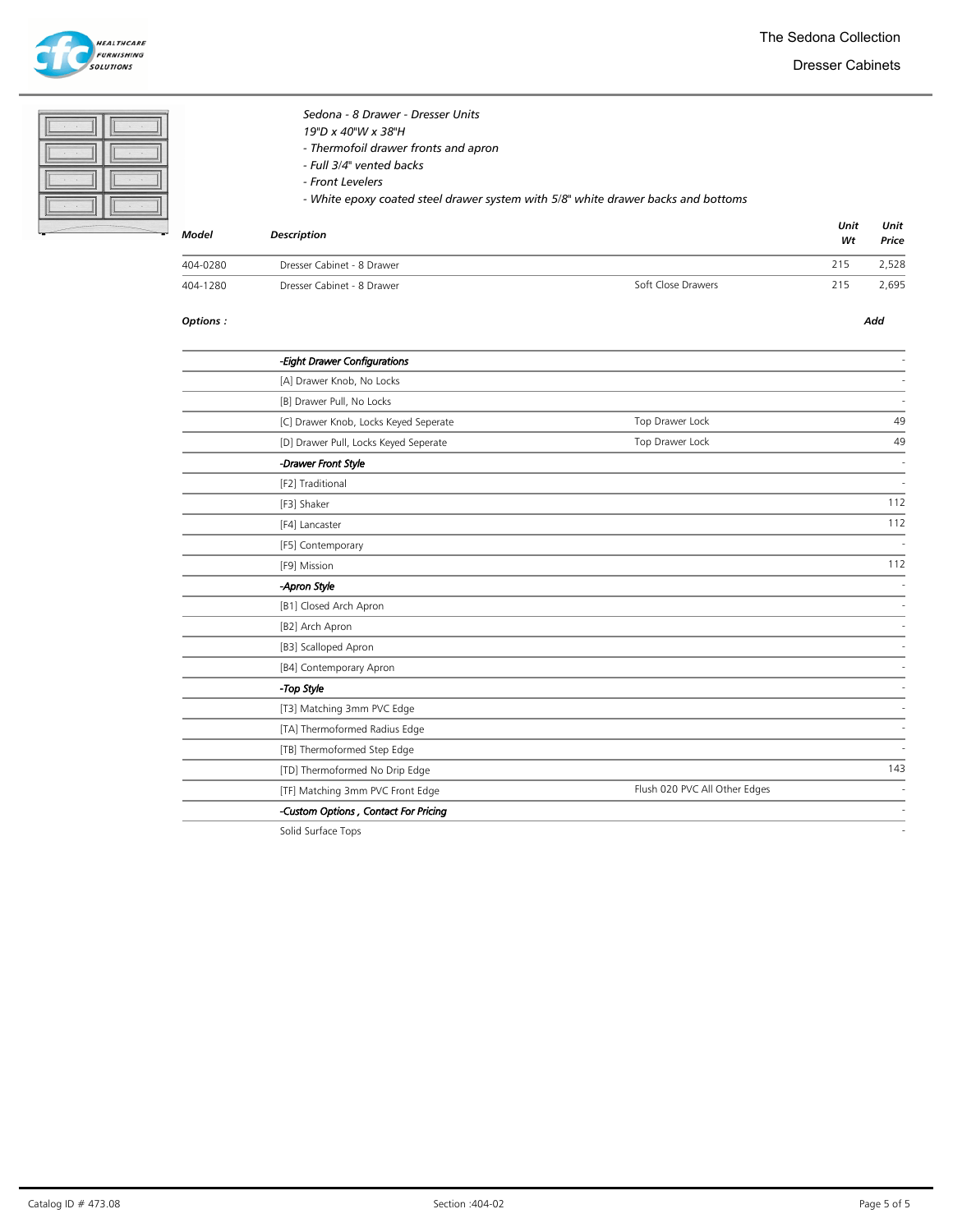# The Sedona Collection

## Dresser Cabinets

*Sedona - 8 Drawer - Dresser Units*
*19"D x 40"W x 38"H*
*- Thermofoil drawer fronts and apron*
*- Full 3/4" vented backs*
*- Front Levelers*
*- White epoxy coated steel drawer system with 5/8" white drawer backs and bottoms*

| Model | Description | | Unit Wt | Unit Price |
|---|---|---|---|---|
| 404-0280 | Dresser Cabinet - 8 Drawer | | 215 | 2,528 |
| 404-1280 | Dresser Cabinet - 8 Drawer | Soft Close Drawers | 215 | 2,695 |

| Options : | | | Add |
|---|---|---|---|
| | *-Eight Drawer Configurations* | | - |
| | [A] Drawer Knob, No Locks | | - |
| | [B] Drawer Pull, No Locks | | - |
| | [C] Drawer Knob, Locks Keyed Seperate | Top Drawer Lock | 49 |
| | [D] Drawer Pull, Locks Keyed Seperate | Top Drawer Lock | 49 |
| | *-Drawer Front Style* | | - |
| | [F2] Traditional | | - |
| | [F3] Shaker | | 112 |
| | [F4] Lancaster | | 112 |
| | [F5] Contemporary | | - |
| | [F9] Mission | | 112 |
| | *-Apron Style* | | - |
| | [B1] Closed Arch Apron | | - |
| | [B2] Arch Apron | | - |
| | [B3] Scalloped Apron | | - |
| | [B4] Contemporary Apron | | - |
| | *-Top Style* | | - |
| | [T3] Matching 3mm PVC Edge | | - |
| | [TA] Thermoformed Radius Edge | | - |
| | [TB] Thermoformed Step Edge | | - |
| | [TD] Thermoformed No Drip Edge | | 143 |
| | [TF] Matching 3mm PVC Front Edge | Flush 020 PVC All Other Edges | - |
| | *-Custom Options , Contact For Pricing* | | - |
| | Solid Surface Tops | | - |

Catalog ID # 473.08 | Section :404-02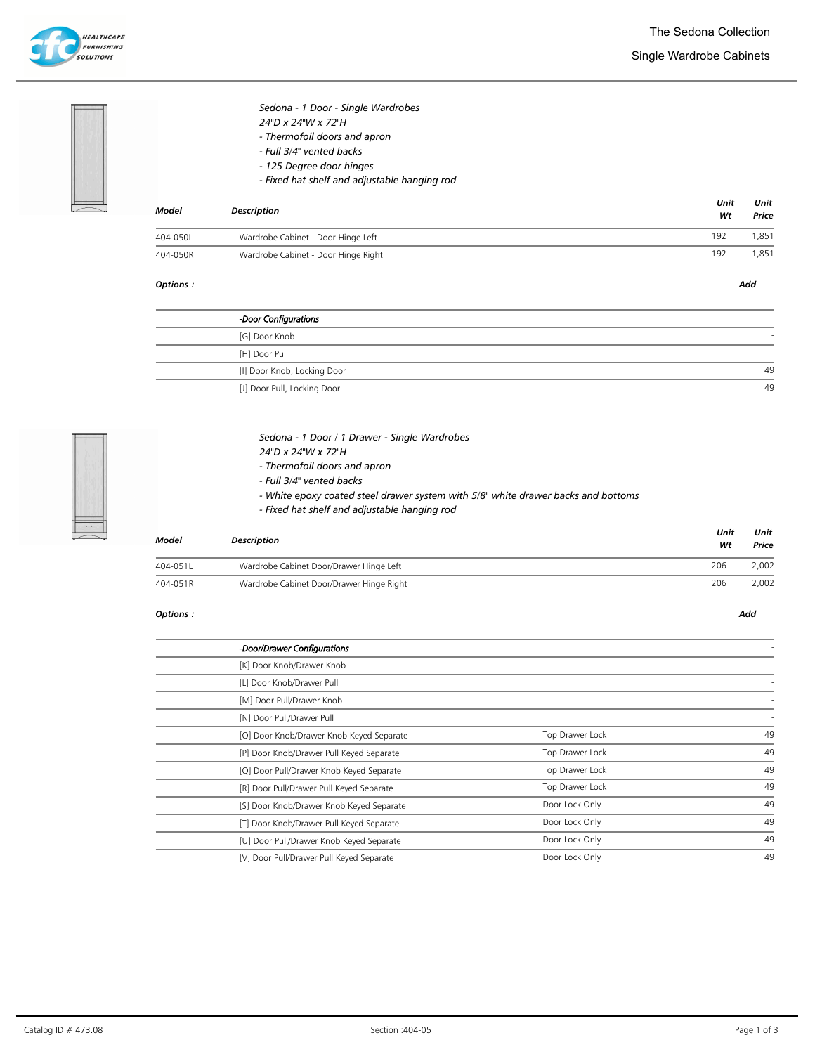# The Sedona Collection

## Single Wardrobe Cabinets

*Sedona - 1 Door - Single Wardrobes*
*24"D x 24"W x 72"H*
*- Thermofoil doors and apron*
*- Full 3/4" vented backs*
*- 125 Degree door hinges*
*- Fixed hat shelf and adjustable hanging rod*

| Model | Description | Unit Wt | Unit Price |
|---|---|---|---|
| 404-050L | Wardrobe Cabinet - Door Hinge Left | 192 | 1,851 |
| 404-050R | Wardrobe Cabinet - Door Hinge Right | 192 | 1,851 |

**Options :** **Add**

| | Option | Add |
|---|---|---|
| | *-Door Configurations* | - |
| | [G] Door Knob | - |
| | [H] Door Pull | - |
| | [I] Door Knob, Locking Door | 49 |
| | [J] Door Pull, Locking Door | 49 |

*Sedona - 1 Door / 1 Drawer - Single Wardrobes*
*24"D x 24"W x 72"H*
*- Thermofoil doors and apron*
*- Full 3/4" vented backs*
*- White epoxy coated steel drawer system with 5/8" white drawer backs and bottoms*
*- Fixed hat shelf and adjustable hanging rod*

| Model | Description | Unit Wt | Unit Price |
|---|---|---|---|
| 404-051L | Wardrobe Cabinet Door/Drawer Hinge Left | 206 | 2,002 |
| 404-051R | Wardrobe Cabinet Door/Drawer Hinge Right | 206 | 2,002 |

**Options :** **Add**

| | Option | | Add |
|---|---|---|---|
| | *-Door/Drawer Configurations* | | - |
| | [K] Door Knob/Drawer Knob | | - |
| | [L] Door Knob/Drawer Pull | | - |
| | [M] Door Pull/Drawer Knob | | - |
| | [N] Door Pull/Drawer Pull | | - |
| | [O] Door Knob/Drawer Knob Keyed Separate | Top Drawer Lock | 49 |
| | [P] Door Knob/Drawer Pull Keyed Separate | Top Drawer Lock | 49 |
| | [Q] Door Pull/Drawer Knob Keyed Separate | Top Drawer Lock | 49 |
| | [R] Door Pull/Drawer Pull Keyed Separate | Top Drawer Lock | 49 |
| | [S] Door Knob/Drawer Knob Keyed Separate | Door Lock Only | 49 |
| | [T] Door Knob/Drawer Pull Keyed Separate | Door Lock Only | 49 |
| | [U] Door Pull/Drawer Knob Keyed Separate | Door Lock Only | 49 |
| | [V] Door Pull/Drawer Pull Keyed Separate | Door Lock Only | 49 |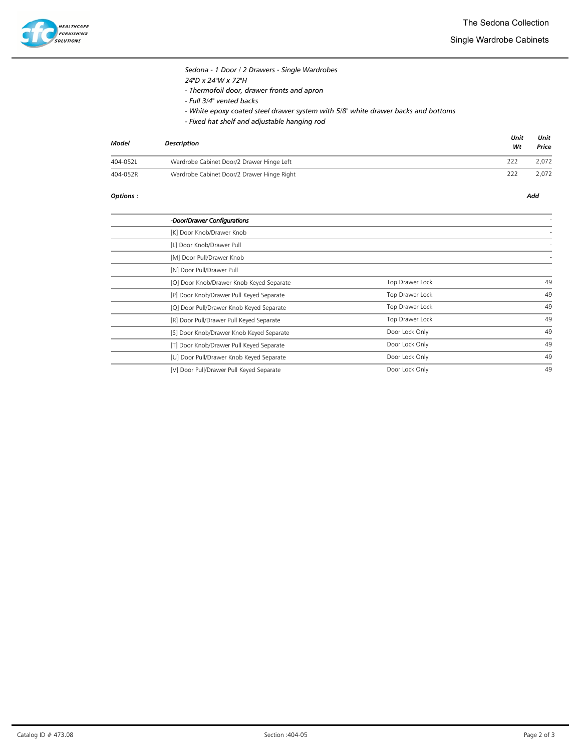# The Sedona Collection

## Single Wardrobe Cabinets

*Sedona - 1 Door / 2 Drawers - Single Wardrobes*
*24"D x 24"W x 72"H*
*- Thermofoil door, drawer fronts and apron*
*- Full 3/4" vented backs*
*- White epoxy coated steel drawer system with 5/8" white drawer backs and bottoms*
*- Fixed hat shelf and adjustable hanging rod*

| *Model* | *Description* | *Unit Wt* | *Unit Price* |
|---|---|---|---|
| 404-052L | Wardrobe Cabinet Door/2 Drawer Hinge Left | 222 | 2,072 |
| 404-052R | Wardrobe Cabinet Door/2 Drawer Hinge Right | 222 | 2,072 |

***Options :***

| | | | *Add* |
|---|---|---|---|
| | *-Door/Drawer Configurations* | | - |
| | [K] Door Knob/Drawer Knob | | - |
| | [L] Door Knob/Drawer Pull | | - |
| | [M] Door Pull/Drawer Knob | | - |
| | [N] Door Pull/Drawer Pull | | - |
| | [O] Door Knob/Drawer Knob Keyed Separate | Top Drawer Lock | 49 |
| | [P] Door Knob/Drawer Pull Keyed Separate | Top Drawer Lock | 49 |
| | [Q] Door Pull/Drawer Knob Keyed Separate | Top Drawer Lock | 49 |
| | [R] Door Pull/Drawer Pull Keyed Separate | Top Drawer Lock | 49 |
| | [S] Door Knob/Drawer Knob Keyed Separate | Door Lock Only | 49 |
| | [T] Door Knob/Drawer Pull Keyed Separate | Door Lock Only | 49 |
| | [U] Door Pull/Drawer Knob Keyed Separate | Door Lock Only | 49 |
| | [V] Door Pull/Drawer Pull Keyed Separate | Door Lock Only | 49 |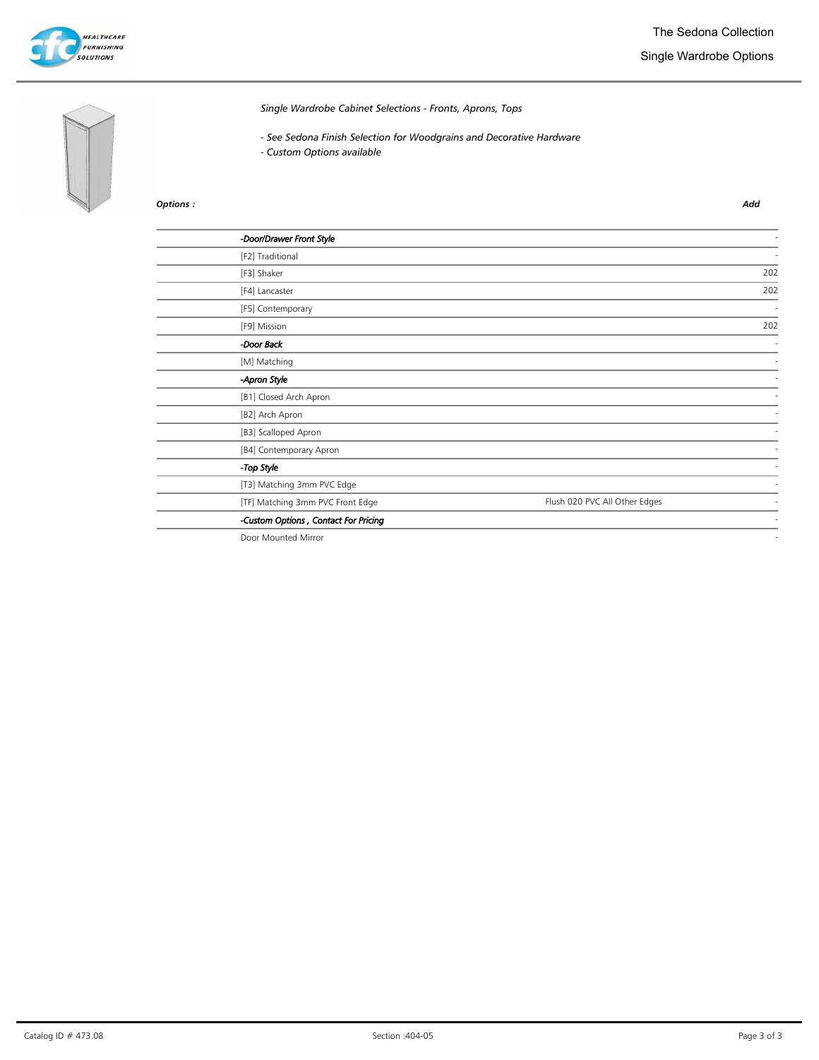# The Sedona Collection

## Single Wardrobe Options

*Single Wardrobe Cabinet Selections - Fronts, Aprons, Tops*

*- See Sedona Finish Selection for Woodgrains and Decorative Hardware*
*- Custom Options available*

| Options : | | Add |
|---|---|---|
| ***-Door/Drawer Front Style*** | | - |
| [F2] Traditional | | - |
| [F3] Shaker | | 202 |
| [F4] Lancaster | | 202 |
| [F5] Contemporary | | - |
| [F9] Mission | | 202 |
| ***-Door Back*** | | - |
| [M] Matching | | - |
| ***-Apron Style*** | | - |
| [B1] Closed Arch Apron | | - |
| [B2] Arch Apron | | - |
| [B3] Scalloped Apron | | - |
| [B4] Contemporary Apron | | - |
| ***-Top Style*** | | - |
| [T3] Matching 3mm PVC Edge | | - |
| [TF] Matching 3mm PVC Front Edge | Flush 020 PVC All Other Edges | - |
| ***-Custom Options , Contact For Pricing*** | | - |
| Door Mounted Mirror | | - |

Catalog ID # 473.08 | Section :404-05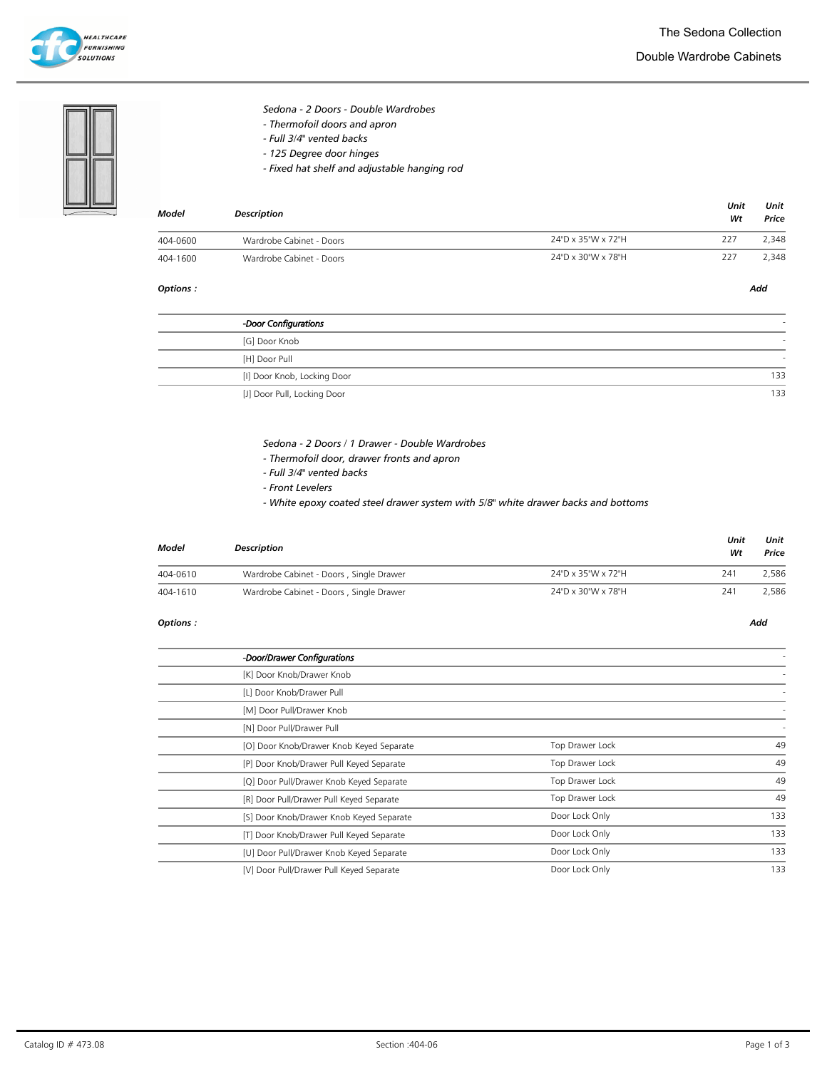# The Sedona Collection

## Double Wardrobe Cabinets

*Sedona - 2 Doors - Double Wardrobes*
*- Thermofoil doors and apron*
*- Full 3/4" vented backs*
*- 125 Degree door hinges*
*- Fixed hat shelf and adjustable hanging rod*

| *Model* | *Description* | | *Unit Wt* | *Unit Price* |
|---|---|---|---|---|
| 404-0600 | Wardrobe Cabinet - Doors | 24"D x 35"W x 72"H | 227 | 2,348 |
| 404-1600 | Wardrobe Cabinet - Doors | 24"D x 30"W x 78"H | 227 | 2,348 |

*Options :*

| | | *Add* |
|---|---|---|
| | *-Door Configurations* | - |
| | [G] Door Knob | - |
| | [H] Door Pull | - |
| | [I] Door Knob, Locking Door | 133 |
| | [J] Door Pull, Locking Door | 133 |

*Sedona - 2 Doors / 1 Drawer - Double Wardrobes*
*- Thermofoil door, drawer fronts and apron*
*- Full 3/4" vented backs*
*- Front Levelers*
*- White epoxy coated steel drawer system with 5/8" white drawer backs and bottoms*

| *Model* | *Description* | | *Unit Wt* | *Unit Price* |
|---|---|---|---|---|
| 404-0610 | Wardrobe Cabinet - Doors , Single Drawer | 24"D x 35"W x 72"H | 241 | 2,586 |
| 404-1610 | Wardrobe Cabinet - Doors , Single Drawer | 24"D x 30"W x 78"H | 241 | 2,586 |

*Options :*

| | | | *Add* |
|---|---|---|---|
| | *-Door/Drawer Configurations* | | - |
| | [K] Door Knob/Drawer Knob | | - |
| | [L] Door Knob/Drawer Pull | | - |
| | [M] Door Pull/Drawer Knob | | - |
| | [N] Door Pull/Drawer Pull | | - |
| | [O] Door Knob/Drawer Knob Keyed Separate | Top Drawer Lock | 49 |
| | [P] Door Knob/Drawer Pull Keyed Separate | Top Drawer Lock | 49 |
| | [Q] Door Pull/Drawer Knob Keyed Separate | Top Drawer Lock | 49 |
| | [R] Door Pull/Drawer Pull Keyed Separate | Top Drawer Lock | 49 |
| | [S] Door Knob/Drawer Knob Keyed Separate | Door Lock Only | 133 |
| | [T] Door Knob/Drawer Pull Keyed Separate | Door Lock Only | 133 |
| | [U] Door Pull/Drawer Knob Keyed Separate | Door Lock Only | 133 |
| | [V] Door Pull/Drawer Pull Keyed Separate | Door Lock Only | 133 |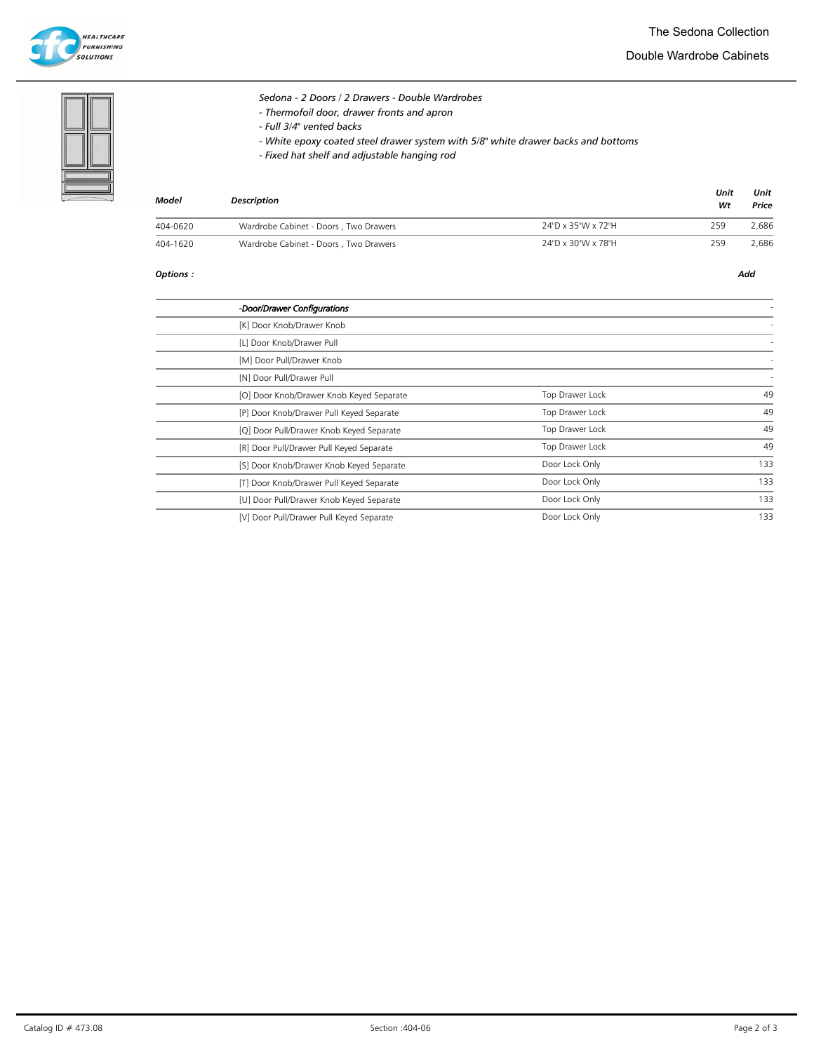*Sedona - 2 Doors / 2 Drawers - Double Wardrobes*

- *Thermofoil door, drawer fronts and apron*
- *Full 3/4" vented backs*
- *White epoxy coated steel drawer system with 5/8" white drawer backs and bottoms*
- *Fixed hat shelf and adjustable hanging rod*

| ***Model*** | ***Description*** | | ***Unit Wt*** | ***Unit Price*** |
|---|---|---|---|---|
| 404-0620 | Wardrobe Cabinet - Doors , Two Drawers | 24"D x 35"W x 72"H | 259 | 2,686 |
| 404-1620 | Wardrobe Cabinet - Doors , Two Drawers | 24"D x 30"W x 78"H | 259 | 2,686 |

***Options :***

| | | | ***Add*** |
|---|---|---|---|
| | ***-Door/Drawer Configurations*** | | - |
| | [K] Door Knob/Drawer Knob | | - |
| | [L] Door Knob/Drawer Pull | | - |
| | [M] Door Pull/Drawer Knob | | - |
| | [N] Door Pull/Drawer Pull | | - |
| | [O] Door Knob/Drawer Knob Keyed Separate | Top Drawer Lock | 49 |
| | [P] Door Knob/Drawer Pull Keyed Separate | Top Drawer Lock | 49 |
| | [Q] Door Pull/Drawer Knob Keyed Separate | Top Drawer Lock | 49 |
| | [R] Door Pull/Drawer Pull Keyed Separate | Top Drawer Lock | 49 |
| | [S] Door Knob/Drawer Knob Keyed Separate | Door Lock Only | 133 |
| | [T] Door Knob/Drawer Pull Keyed Separate | Door Lock Only | 133 |
| | [U] Door Pull/Drawer Knob Keyed Separate | Door Lock Only | 133 |
| | [V] Door Pull/Drawer Pull Keyed Separate | Door Lock Only | 133 |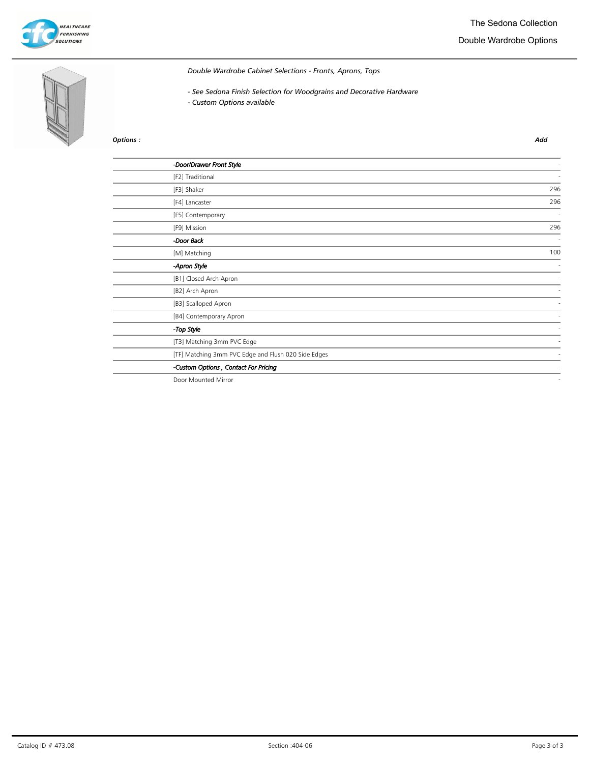# The Sedona Collection

## Double Wardrobe Options

*Double Wardrobe Cabinet Selections - Fronts, Aprons, Tops*

*- See Sedona Finish Selection for Woodgrains and Decorative Hardware*
*- Custom Options available*

| *Options :* | *Add* |
|---|---|
| ***-Door/Drawer Front Style*** | - |
| [F2] Traditional | - |
| [F3] Shaker | 296 |
| [F4] Lancaster | 296 |
| [F5] Contemporary | - |
| [F9] Mission | 296 |
| ***-Door Back*** | - |
| [M] Matching | 100 |
| ***-Apron Style*** | - |
| [B1] Closed Arch Apron | - |
| [B2] Arch Apron | - |
| [B3] Scalloped Apron | - |
| [B4] Contemporary Apron | - |
| ***-Top Style*** | - |
| [T3] Matching 3mm PVC Edge | - |
| [TF] Matching 3mm PVC Edge and Flush 020 Side Edges | - |
| ***-Custom Options , Contact For Pricing*** | - |
| Door Mounted Mirror | - |

Catalog ID # 473.08 Section :404-06